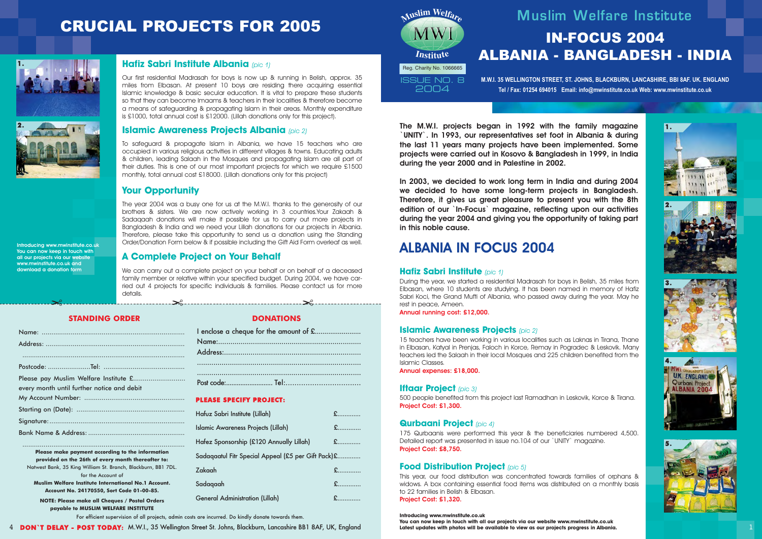# CRUCIAL PROJECTS FOR 2005

## Hafiz Sabri Institute Albania *(pic 1)*

Our first residential Madrasah for boys is now up & running in Belish, approx. 35 miles from Elbasan. At present 10 boys are residing there acquiring essential Islamic knowledge & basic secular education. It is vital to prepare these students so that they can become Imaams & teachers in their localities & therefore become a means of safeguarding & propagating Islam in their areas. Monthly expenditure is £1000, total annual cost is £12000. (Lillah donations only for this project).

## Islamic Awareness Projects Albania *(pic 2)*

To safeguard & propagate Islam in Albania, we have 15 teachers who are occupied in various religious activities in different villages & towns. Educating adults & children, leading Salaah in the Mosques and propagating Islam are all part of their duties. This is one of our most important projects for which we require £1500 monthly, total annual cost £18000. (Lillah donations only for this project)

## Your Opportunity

The year 2004 was a busy one for us at the M.W.I. thanks to the generosity of our brothers & sisters. We are now actively working in 3 countries.Your Zakaah & Sadaqaah donations will make it possible for us to carry out more projects in Bangladesh & India and we need your Lillah donations for our projects in Albania. Therefore, please take this opportunity to send us a donation using the Standing Order/Donation Form below & if possible including the Gift Aid Form overleaf as well.

## A Complete Project on Your Behalf

We can carry out a complete project on your behalf or on behalf of a deceased family member or relative within your specified budget. During 2004, we have carried out 4 projects for specific individuals & families. Please contact us for more details.

Introducing www.mwinstitute.co.uk
You can now keep in touch with all our projects via our website www.mwinstitute.co.uk and download a donation form

### STANDING ORDER

Name: ..........................................................................
Address: .......................................................................
.....................................................................................
Postcode: ......................Tel: ..........................................
Please pay Muslim Welfare Institute £..........................
every month until further notice and debit
My Account Number: ....................................................
Starting on (Date): .......................................................
Signature:.....................................................................
Bank Name & Address: .................................................
.....................................................................................

**Please make payment according to the information provided on the 26th of every month thereafter to:**
Natwest Bank, 35 King William St. Branch, Blackburn, BB1 7DL.
for the Account of
**Muslim Welfare Institute International No.1 Account. Account No. 24170550, Sort Code 01-00-85.**

**NOTE: Please make all Cheques / Postal Orders payable to MUSLIM WELFARE INSTITUTE**

### DONATIONS

I enclose a cheque for the amount of £.......................
Name:...........................................................................
Address:.......................................................................
.....................................................................................
.....................................................................................
Post code:......................... Tel:.................................

**PLEASE SPECIFY PROJECT:**

| | |
|---|---|
| Hafuz Sabri Institute (Lillah) | £............ |
| Islamic Awareness Projects (Lillah) | £............ |
| Hafez Sponsorship (£120 Annually Lillah) | £............ |
| Sadaqaatul Fitr Special Appeal (£5 per Gift Pack) | £............ |
| Zakaah | £............ |
| Sadaqaah | £............ |
| General Administration (Lillah) | £............ |

For efficient supervision of all projects, admin costs are incurred. Do kindly donate towards them.

**DON`T DELAY - POST TODAY:** M.W.I., 35 Wellington Street St. Johns, Blackburn, Lancashire BB1 8AF, UK, England

---

Muslim Welfare MWI Institute
Reg. Charity No. 1066665
ISSUE NO. 8 2004

# Muslim Welfare Institute
# IN-FOCUS 2004
# ALBANIA - BANGLADESH - INDIA

**M.W.I. 35 WELLINGTON STREET, ST. JOHNS, BLACKBURN, LANCASHIRE, BBI 8AF. UK. ENGLAND**
**Tel / Fax: 01254 694015 Email: info@mwinstitute.co.uk Web: www.mwinstitute.co.uk**

**The M.W.I. projects began in 1992 with the family magazine `UNITY`. In 1993, our representatives set foot in Albania & during the last 11 years many projects have been implemented. Some projects were carried out in Kosovo & Bangladesh in 1999, in India during the year 2000 and in Palestine in 2002.**

**In 2003, we decided to work long term in India and during 2004 we decided to have some long-term projects in Bangladesh. Therefore, it gives us great pleasure to present you with the 8th edition of our `In-Focus` magazine, reflecting upon our activities during the year 2004 and giving you the opportunity of taking part in this noble cause.**

# ALBANIA IN FOCUS 2004

## Hafiz Sabri Institute *(pic 1)*

During the year, we started a residential Madrasah for boys in Belish, 35 miles from Elbasan, where 10 students are studying. It has been named in memory of Hafiz Sabri Koci, the Grand Mufti of Albania, who passed away during the year. May he rest in peace, Ameen.
**Annual running cost: £12,000.**

## Islamic Awareness Projects *(pic 2)*

15 teachers have been working in various localities such as Laknas in Tirana, Thane in Elbasan, Katyal in Prenjas, Faloch in Korce, Remay in Pogradec & Leskovik. Many teachers led the Salaah in their local Mosques and 225 children benefited from the Islamic Classes.
**Annual expenses: £18,000.**

## Iftaar Project *(pic 3)*

500 people benefited from this project last Ramadhan in Leskovik, Korce & Tirana.
**Project Cost: £1,300.**

## Qurbaani Project *(pic 4)*

175 Qurbaanis were performed this year & the beneficiaries numbered 4,500. Detailed report was presented in issue no.104 of our `UNITY` magazine.
**Project Cost: £8,750.**

## Food Distribution Project *(pic 5)*

This year, our food distribution was concentrated towards families of orphans & widows. A box containing essential food items was distributed on a monthly basis to 22 families in Belish & Elbasan.
**Project Cost: £1,320.**

**Introducing www.mwinstitute.co.uk**
**You can now keep in touch with all our projects via our website www.mwinstitute.co.uk**
**Latest updates with photos will be available to view as our projects progress in Albania.**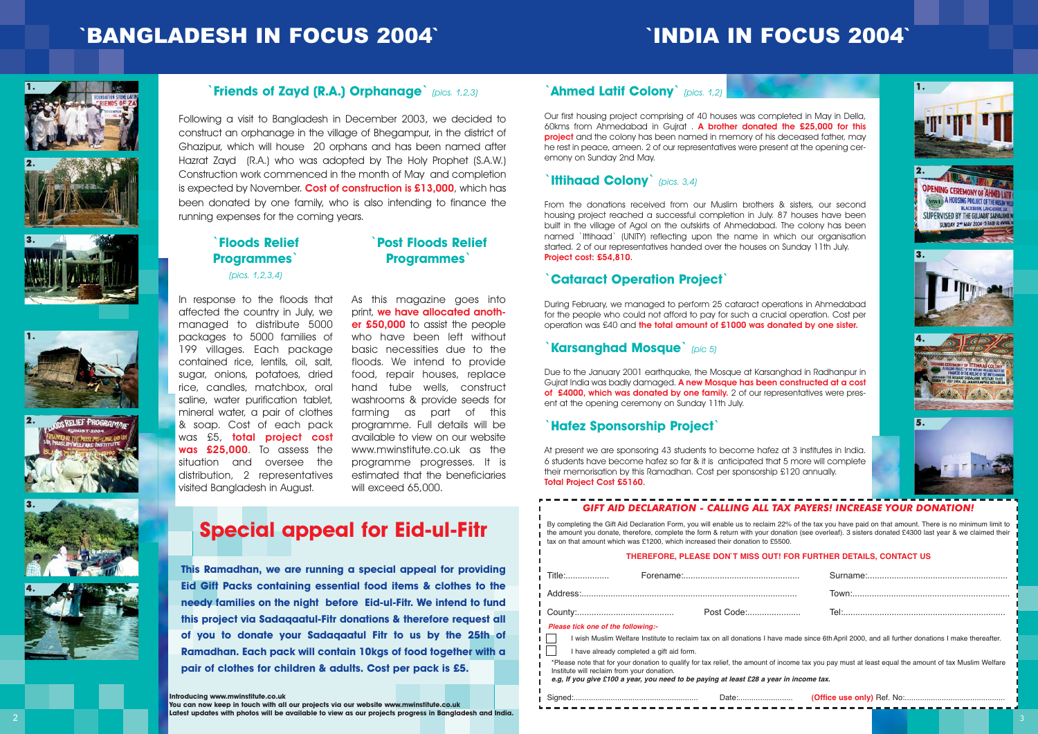# `BANGLADESH IN FOCUS 2004`

## `Friends of Zayd (R.A.) Orphanage` *(pics. 1,2,3)*

Following a visit to Bangladesh in December 2003, we decided to construct an orphanage in the village of Bhegampur, in the district of Ghazipur, which will house 20 orphans and has been named after Hazrat Zayd (R.A.) who was adopted by The Holy Prophet (S.A.W.) Construction work commenced in the month of May and completion is expected by November. **Cost of construction is £13,000**, which has been donated by one family, who is also intending to finance the running expenses for the coming years.

## `Floods Relief Programmes` *(pics. 1,2,3,4)*

In response to the floods that affected the country in July, we managed to distribute 5000 packages to 5000 families of 199 villages. Each package contained rice, lentils, oil, salt, sugar, onions, potatoes, dried rice, candles, matchbox, oral saline, water purification tablet, mineral water, a pair of clothes & soap. Cost of each pack was £5, **total project cost was £25,000**. To assess the situation and oversee the distribution, 2 representatives visited Bangladesh in August.

## `Post Floods Relief Programmes`

As this magazine goes into print, **we have allocated another £50,000** to assist the people who have been left without basic necessities due to the floods. We intend to provide food, repair houses, replace hand tube wells, construct washrooms & provide seeds for farming as part of this programme. Full details will be available to view on our website www.mwinstitute.co.uk as the programme progresses. It is estimated that the beneficiaries will exceed 65,000.

## Special appeal for Eid-ul-Fitr

**This Ramadhan, we are running a special appeal for providing Eid Gift Packs containing essential food items & clothes to the needy families on the night before Eid-ul-Fitr. We intend to fund this project via Sadaqaatul-Fitr donations & therefore request all of you to donate your Sadaqaatul Fitr to us by the 25th of Ramadhan. Each pack will contain 10kgs of food together with a pair of clothes for children & adults. Cost per pack is £5.**

**Introducing www.mwinstitute.co.uk**
**You can now keep in touch with all our projects via our website www.mwinstitute.co.uk**
**Latest updates with photos will be available to view as our projects progress in Bangladesh and India.**

# `INDIA IN FOCUS 2004`

## `Ahmed Latif Colony` *(pics. 1,2)*

Our first housing project comprising of 40 houses was completed in May in Della, 60kms from Ahmedabad in Gujrat . **A brother donated the £25,000 for this project** and the colony has been named in memory of his deceased father, may he rest in peace, ameen. 2 of our representatives were present at the opening ceremony on Sunday 2nd May.

## `Ittihaad Colony` *(pics. 3,4)*

From the donations received from our Muslim brothers & sisters, our second housing project reached a successful completion in July. 87 houses have been built in the village of Agol on the outskirts of Ahmedabad. The colony has been named `Ittihaad` (UNITY) reflecting upon the name in which our organisation started. 2 of our representatives handed over the houses on Sunday 11th July.
**Project cost: £54,810.**

## `Cataract Operation Project`

During February, we managed to perform 25 cataract operations in Ahmedabad for the people who could not afford to pay for such a crucial operation. Cost per operation was £40 and **the total amount of £1000 was donated by one sister.**

## `Karsanghad Mosque` *(pic 5)*

Due to the January 2001 earthquake, the Mosque at Karsanghad in Radhanpur in Gujrat India was badly damaged. **A new Mosque has been constructed at a cost of £4000, which was donated by one family.** 2 of our representatives were present at the opening ceremony on Sunday 11th July.

## `Hafez Sponsorship Project`

At present we are sponsoring 43 students to become hafez at 3 institutes in India. 6 students have become hafez so far & it is anticipated that 5 more will complete their memorisation by this Ramadhan. Cost per sponsorship £120 annually.
**Total Project Cost £5160.**

### *GIFT AID DECLARATION - CALLING ALL TAX PAYERS! INCREASE YOUR DONATION!*

By completing the Gift Aid Declaration Form, you will enable us to reclaim 22% of the tax you have paid on that amount. There is no minimum limit to the amount you donate, therefore, complete the form & return with your donation (see overleaf). 3 sisters donated £4300 last year & we claimed their tax on that amount which was £1200, which increased their donation to £5500.

**THEREFORE, PLEASE DON`T MISS OUT! FOR FURTHER DETAILS, CONTACT US**

Title:.................. Forename:................................................ Surname:..........................................................

Address:........................................................................................ Town:................................................................

County:........................................ Post Code:...................... Tel:..................................................................

*Please tick one of the following:-*

☐ I wish Muslim Welfare Institute to reclaim tax on all donations I have made since 6th April 2000, and all further donations I make thereafter.

☐ I have already completed a gift aid form.

*Please note that for your donation to qualify for tax relief, the amount of income tax you pay must at least equal the amount of tax Muslim Welfare Institute will reclaim from your donation.
***e.g. If you give £100 a year, you need to be paying at least £28 a year in income tax.***

Signed:........................................................ Date:......................... **(Office use only)** Ref. No:............................................